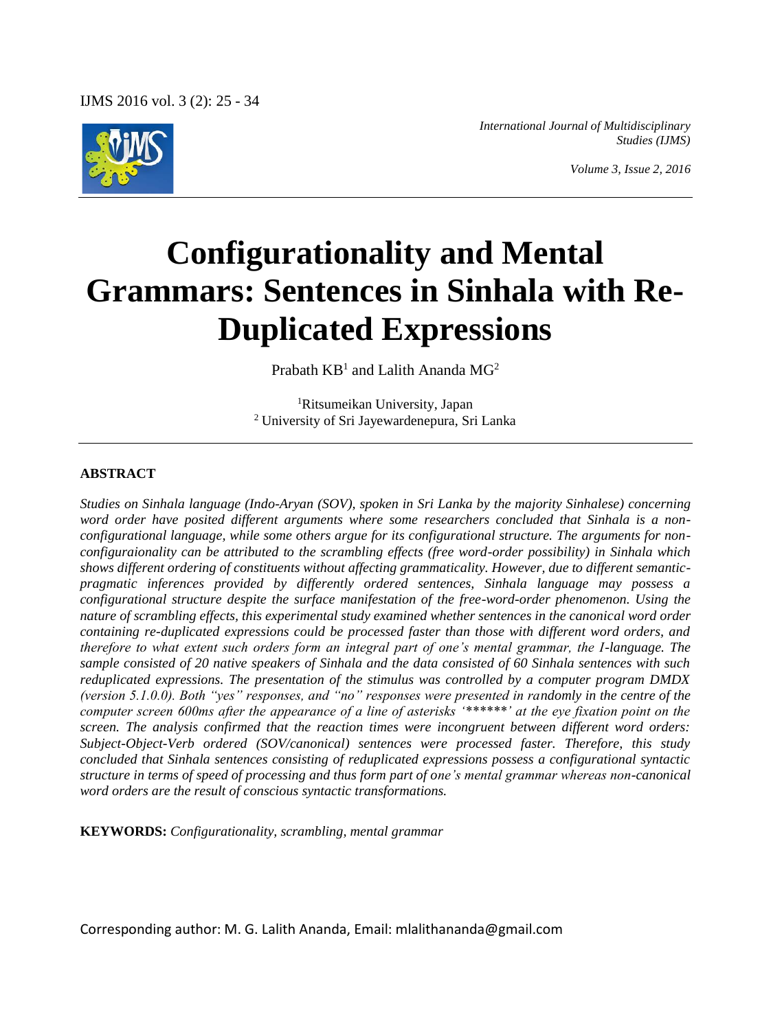# Configurationality and Mental Grammars: Sentences in Sinhala with Re-Duplicated Expressions

Prabath KB[1] and Lalith Ananda MG[2]

[1]Ritsumeikan University, Japan
[2] University of Sri Jayewardenepura, Sri Lanka

## ABSTRACT

*Studies on Sinhala language (Indo-Aryan (SOV), spoken in Sri Lanka by the majority Sinhalese) concerning word order have posited different arguments where some researchers concluded that Sinhala is a non-configurational language, while some others argue for its configurational structure. The arguments for non-configuraionality can be attributed to the scrambling effects (free word-order possibility) in Sinhala which shows different ordering of constituents without affecting grammaticality. However, due to different semantic-pragmatic inferences provided by differently ordered sentences, Sinhala language may possess a configurational structure despite the surface manifestation of the free-word-order phenomenon. Using the nature of scrambling effects, this experimental study examined whether sentences in the canonical word order containing re-duplicated expressions could be processed faster than those with different word orders, and therefore to what extent such orders form an integral part of one's mental grammar, the I-language. The sample consisted of 20 native speakers of Sinhala and the data consisted of 60 Sinhala sentences with such reduplicated expressions. The presentation of the stimulus was controlled by a computer program DMDX (version 5.1.0.0). Both "yes" responses, and "no" responses were presented in randomly in the centre of the computer screen 600ms after the appearance of a line of asterisks '******' at the eye fixation point on the screen. The analysis confirmed that the reaction times were incongruent between different word orders: Subject-Object-Verb ordered (SOV/canonical) sentences were processed faster. Therefore, this study concluded that Sinhala sentences consisting of reduplicated expressions possess a configurational syntactic structure in terms of speed of processing and thus form part of one's mental grammar whereas non-canonical word orders are the result of conscious syntactic transformations.*

**KEYWORDS:** *Configurationality, scrambling, mental grammar*

Corresponding author: M. G. Lalith Ananda, Email: mlalithananda@gmail.com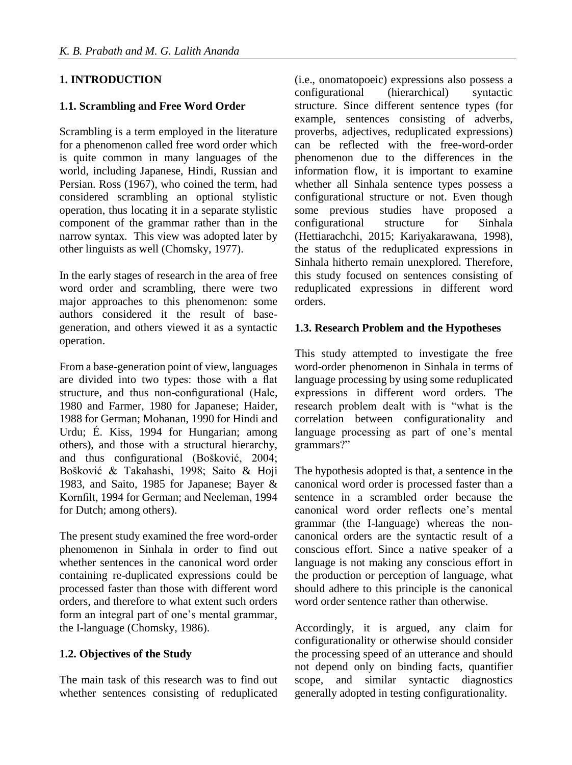## 1. INTRODUCTION

### 1.1. Scrambling and Free Word Order

Scrambling is a term employed in the literature for a phenomenon called free word order which is quite common in many languages of the world, including Japanese, Hindi, Russian and Persian. Ross (1967), who coined the term, had considered scrambling an optional stylistic operation, thus locating it in a separate stylistic component of the grammar rather than in the narrow syntax. This view was adopted later by other linguists as well (Chomsky, 1977).

In the early stages of research in the area of free word order and scrambling, there were two major approaches to this phenomenon: some authors considered it the result of base-generation, and others viewed it as a syntactic operation.

From a base-generation point of view, languages are divided into two types: those with a flat structure, and thus non-configurational (Hale, 1980 and Farmer, 1980 for Japanese; Haider, 1988 for German; Mohanan, 1990 for Hindi and Urdu; É. Kiss, 1994 for Hungarian; among others), and those with a structural hierarchy, and thus configurational (Bošković, 2004; Bošković & Takahashi, 1998; Saito & Hoji 1983, and Saito, 1985 for Japanese; Bayer & Kornfilt, 1994 for German; and Neeleman, 1994 for Dutch; among others).

The present study examined the free word-order phenomenon in Sinhala in order to find out whether sentences in the canonical word order containing re-duplicated expressions could be processed faster than those with different word orders, and therefore to what extent such orders form an integral part of one's mental grammar, the I-language (Chomsky, 1986).

### 1.2. Objectives of the Study

The main task of this research was to find out whether sentences consisting of reduplicated (i.e., onomatopoeic) expressions also possess a configurational (hierarchical) syntactic structure. Since different sentence types (for example, sentences consisting of adverbs, proverbs, adjectives, reduplicated expressions) can be reflected with the free-word-order phenomenon due to the differences in the information flow, it is important to examine whether all Sinhala sentence types possess a configurational structure or not. Even though some previous studies have proposed a configurational structure for Sinhala (Hettiarachchi, 2015; Kariyakarawana, 1998), the status of the reduplicated expressions in Sinhala hitherto remain unexplored. Therefore, this study focused on sentences consisting of reduplicated expressions in different word orders.

### 1.3. Research Problem and the Hypotheses

This study attempted to investigate the free word-order phenomenon in Sinhala in terms of language processing by using some reduplicated expressions in different word orders. The research problem dealt with is "what is the correlation between configurationality and language processing as part of one's mental grammars?"

The hypothesis adopted is that, a sentence in the canonical word order is processed faster than a sentence in a scrambled order because the canonical word order reflects one's mental grammar (the I-language) whereas the non-canonical orders are the syntactic result of a conscious effort. Since a native speaker of a language is not making any conscious effort in the production or perception of language, what should adhere to this principle is the canonical word order sentence rather than otherwise.

Accordingly, it is argued, any claim for configurationality or otherwise should consider the processing speed of an utterance and should not depend only on binding facts, quantifier scope, and similar syntactic diagnostics generally adopted in testing configurationality.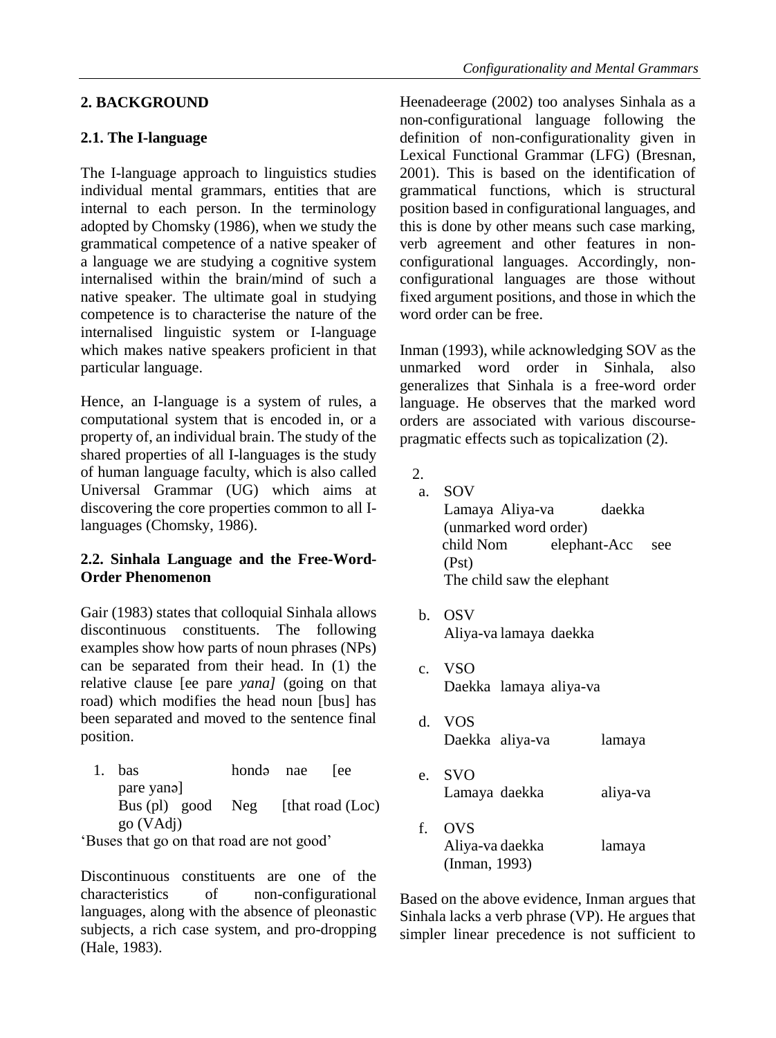## 2. BACKGROUND

### 2.1. The I-language

The I-language approach to linguistics studies individual mental grammars, entities that are internal to each person. In the terminology adopted by Chomsky (1986), when we study the grammatical competence of a native speaker of a language we are studying a cognitive system internalised within the brain/mind of such a native speaker. The ultimate goal in studying competence is to characterise the nature of the internalised linguistic system or I-language which makes native speakers proficient in that particular language.

Hence, an I-language is a system of rules, a computational system that is encoded in, or a property of, an individual brain. The study of the shared properties of all I-languages is the study of human language faculty, which is also called Universal Grammar (UG) which aims at discovering the core properties common to all I-languages (Chomsky, 1986).

### 2.2. Sinhala Language and the Free-Word-Order Phenomenon

Gair (1983) states that colloquial Sinhala allows discontinuous constituents. The following examples show how parts of noun phrases (NPs) can be separated from their head. In (1) the relative clause [ee pare *yana]* (going on that road) which modifies the head noun [bus] has been separated and moved to the sentence final position.

1. bas hondə nae [ee pare yanə]
   Bus (pl) good Neg [that road (Loc) go (VAdj)

'Buses that go on that road are not good'

Discontinuous constituents are one of the characteristics of non-configurational languages, along with the absence of pleonastic subjects, a rich case system, and pro-dropping (Hale, 1983).

Heenadeerage (2002) too analyses Sinhala as a non-configurational language following the definition of non-configurationality given in Lexical Functional Grammar (LFG) (Bresnan, 2001). This is based on the identification of grammatical functions, which is structural position based in configurational languages, and this is done by other means such case marking, verb agreement and other features in non-configurational languages. Accordingly, non-configurational languages are those without fixed argument positions, and those in which the word order can be free.

Inman (1993), while acknowledging SOV as the unmarked word order in Sinhala, also generalizes that Sinhala is a free-word order language. He observes that the marked word orders are associated with various discourse-pragmatic effects such as topicalization (2).

2.
  a. SOV
     Lamaya Aliya-va daekka (unmarked word order)
     child Nom elephant-Acc see (Pst)
     The child saw the elephant

  b. OSV
     Aliya-va lamaya daekka

  c. VSO
     Daekka lamaya aliya-va

  d. VOS
     Daekka aliya-va lamaya

  e. SVO
     Lamaya daekka aliya-va

  f. OVS
     Aliya-va daekka lamaya
     (Inman, 1993)

Based on the above evidence, Inman argues that Sinhala lacks a verb phrase (VP). He argues that simpler linear precedence is not sufficient to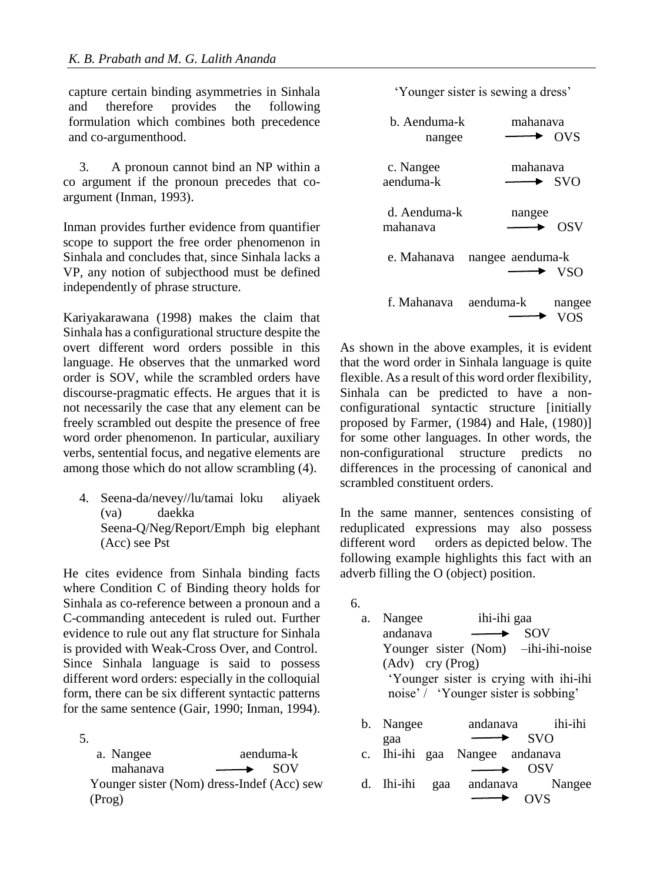capture certain binding asymmetries in Sinhala and therefore provides the following formulation which combines both precedence and co-argumenthood.

3. A pronoun cannot bind an NP within a co argument if the pronoun precedes that co-argument (Inman, 1993).

Inman provides further evidence from quantifier scope to support the free order phenomenon in Sinhala and concludes that, since Sinhala lacks a VP, any notion of subjecthood must be defined independently of phrase structure.

Kariyakarawana (1998) makes the claim that Sinhala has a configurational structure despite the overt different word orders possible in this language. He observes that the unmarked word order is SOV, while the scrambled orders have discourse-pragmatic effects. He argues that it is not necessarily the case that any element can be freely scrambled out despite the presence of free word order phenomenon. In particular, auxiliary verbs, sentential focus, and negative elements are among those which do not allow scrambling (4).

4. Seena-da/nevey//lu/tamai loku aliyaek (va) daekka
   Seena-Q/Neg/Report/Emph big elephant (Acc) see Pst

He cites evidence from Sinhala binding facts where Condition C of Binding theory holds for Sinhala as co-reference between a pronoun and a C-commanding antecedent is ruled out. Further evidence to rule out any flat structure for Sinhala is provided with Weak-Cross Over, and Control. Since Sinhala language is said to possess different word orders: especially in the colloquial form, there can be six different syntactic patterns for the same sentence (Gair, 1990; Inman, 1994).

5.
   a. Nangee aenduma-k mahanava ⟶ SOV
   Younger sister (Nom) dress-Indef (Acc) sew (Prog)
   'Younger sister is sewing a dress'

   b. Aenduma-k nangee mahanava ⟶ OVS

   c. Nangee mahanava aenduma-k ⟶ SVO

   d. Aenduma-k nangee mahanava ⟶ OSV

   e. Mahanava nangee aenduma-k ⟶ VSO

   f. Mahanava aenduma-k nangee ⟶ VOS

As shown in the above examples, it is evident that the word order in Sinhala language is quite flexible. As a result of this word order flexibility, Sinhala can be predicted to have a non-configurational syntactic structure [initially proposed by Farmer, (1984) and Hale, (1980)] for some other languages. In other words, the non-configurational structure predicts no differences in the processing of canonical and scrambled constituent orders.

In the same manner, sentences consisting of reduplicated expressions may also possess different word orders as depicted below. The following example highlights this fact with an adverb filling the O (object) position.

6.
   a. Nangee ihi-ihi gaa andanava ⟶ SOV
   Younger sister (Nom) –ihi-ihi-noise (Adv) cry (Prog)
   'Younger sister is crying with ihi-ihi noise' / 'Younger sister is sobbing'

   b. Nangee andanava ihi-ihi gaa ⟶ SVO

   c. Ihi-ihi gaa Nangee andanava ⟶ OSV

   d. Ihi-ihi gaa andanava Nangee ⟶ OVS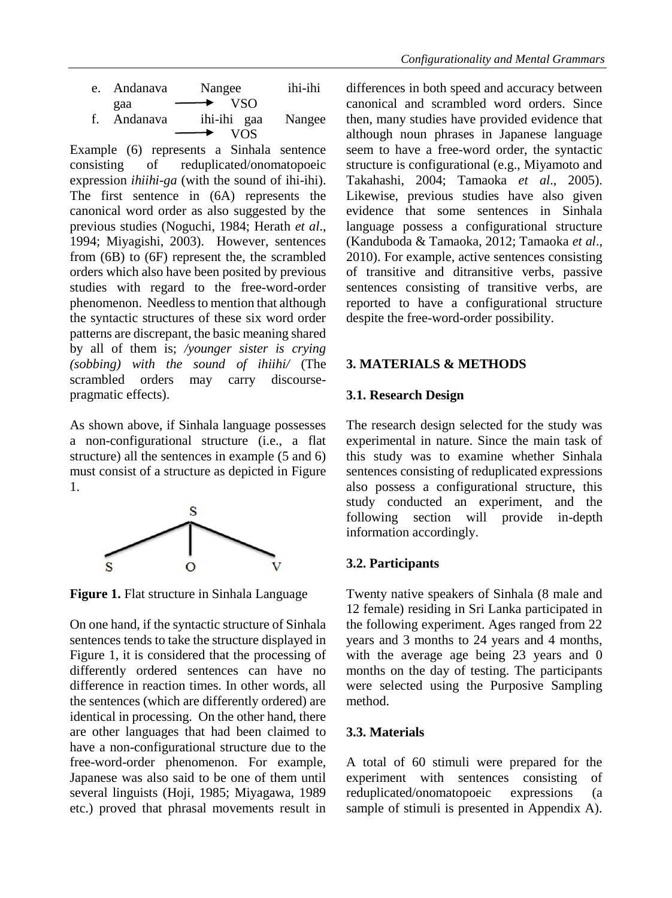e. Andanava Nangee ihi-ihi gaa → VSO
f. Andanava ihi-ihi gaa Nangee → VOS

Example (6) represents a Sinhala sentence consisting of reduplicated/onomatopoeic expression *ihiihi-ga* (with the sound of ihi-ihi). The first sentence in (6A) represents the canonical word order as also suggested by the previous studies (Noguchi, 1984; Herath *et al*., 1994; Miyagishi, 2003). However, sentences from (6B) to (6F) represent the, the scrambled orders which also have been posited by previous studies with regard to the free-word-order phenomenon. Needless to mention that although the syntactic structures of these six word order patterns are discrepant, the basic meaning shared by all of them is; */younger sister is crying (sobbing) with the sound of ihiihi/* (The scrambled orders may carry discourse-pragmatic effects).

As shown above, if Sinhala language possesses a non-configurational structure (i.e., a flat structure) all the sentences in example (5 and 6) must consist of a structure as depicted in Figure 1.

**Figure 1.** Flat structure in Sinhala Language

On one hand, if the syntactic structure of Sinhala sentences tends to take the structure displayed in Figure 1, it is considered that the processing of differently ordered sentences can have no difference in reaction times. In other words, all the sentences (which are differently ordered) are identical in processing. On the other hand, there are other languages that had been claimed to have a non-configurational structure due to the free-word-order phenomenon. For example, Japanese was also said to be one of them until several linguists (Hoji, 1985; Miyagawa, 1989 etc.) proved that phrasal movements result in differences in both speed and accuracy between canonical and scrambled word orders. Since then, many studies have provided evidence that although noun phrases in Japanese language seem to have a free-word order, the syntactic structure is configurational (e.g., Miyamoto and Takahashi, 2004; Tamaoka *et al*., 2005). Likewise, previous studies have also given evidence that some sentences in Sinhala language possess a configurational structure (Kanduboda & Tamaoka, 2012; Tamaoka *et al*., 2010). For example, active sentences consisting of transitive and ditransitive verbs, passive sentences consisting of transitive verbs, are reported to have a configurational structure despite the free-word-order possibility.

## 3. MATERIALS & METHODS

### 3.1. Research Design

The research design selected for the study was experimental in nature. Since the main task of this study was to examine whether Sinhala sentences consisting of reduplicated expressions also possess a configurational structure, this study conducted an experiment, and the following section will provide in-depth information accordingly.

### 3.2. Participants

Twenty native speakers of Sinhala (8 male and 12 female) residing in Sri Lanka participated in the following experiment. Ages ranged from 22 years and 3 months to 24 years and 4 months, with the average age being 23 years and 0 months on the day of testing. The participants were selected using the Purposive Sampling method.

### 3.3. Materials

A total of 60 stimuli were prepared for the experiment with sentences consisting of reduplicated/onomatopoeic expressions (a sample of stimuli is presented in Appendix A).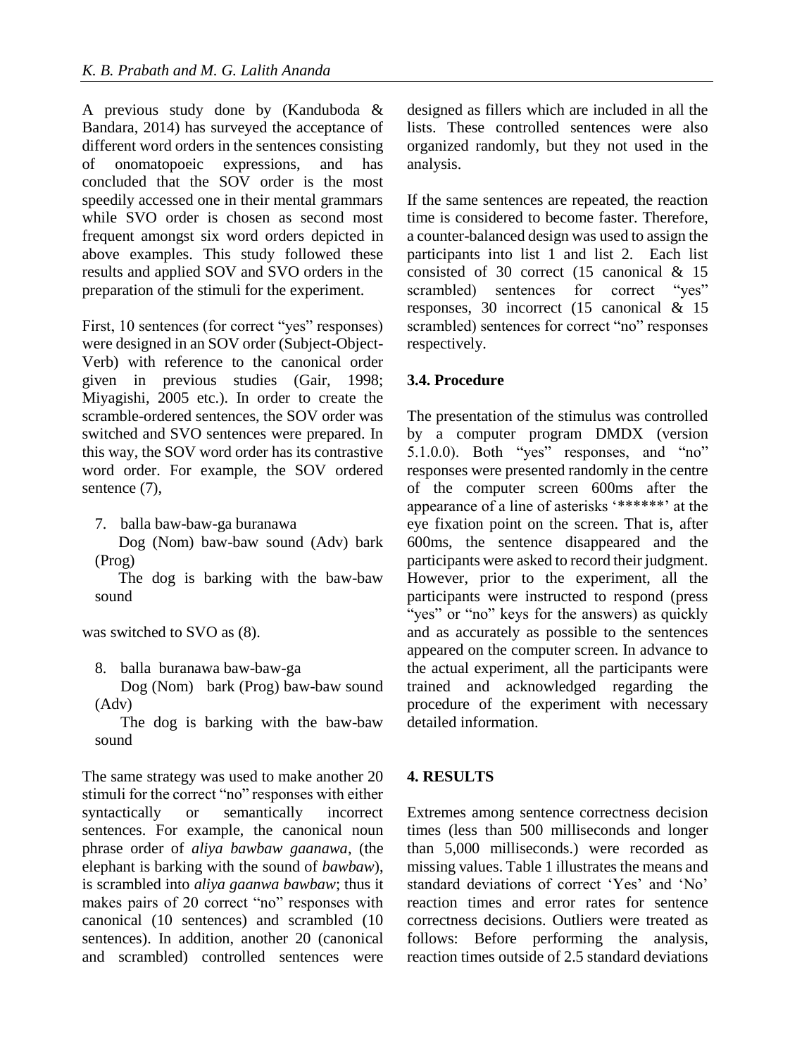A previous study done by (Kanduboda & Bandara, 2014) has surveyed the acceptance of different word orders in the sentences consisting of onomatopoeic expressions, and has concluded that the SOV order is the most speedily accessed one in their mental grammars while SVO order is chosen as second most frequent amongst six word orders depicted in above examples. This study followed these results and applied SOV and SVO orders in the preparation of the stimuli for the experiment.

First, 10 sentences (for correct "yes" responses) were designed in an SOV order (Subject-Object-Verb) with reference to the canonical order given in previous studies (Gair, 1998; Miyagishi, 2005 etc.). In order to create the scramble-ordered sentences, the SOV order was switched and SVO sentences were prepared. In this way, the SOV word order has its contrastive word order. For example, the SOV ordered sentence (7),

7. balla baw-baw-ga buranawa
   Dog (Nom) baw-baw sound (Adv) bark (Prog)
   The dog is barking with the baw-baw sound

was switched to SVO as (8).

8. balla buranawa baw-baw-ga
   Dog (Nom) bark (Prog) baw-baw sound (Adv)
   The dog is barking with the baw-baw sound

The same strategy was used to make another 20 stimuli for the correct "no" responses with either syntactically or semantically incorrect sentences. For example, the canonical noun phrase order of *aliya bawbaw gaanawa*, (the elephant is barking with the sound of *bawbaw*), is scrambled into *aliya gaanwa bawbaw*; thus it makes pairs of 20 correct "no" responses with canonical (10 sentences) and scrambled (10 sentences). In addition, another 20 (canonical and scrambled) controlled sentences were designed as fillers which are included in all the lists. These controlled sentences were also organized randomly, but they not used in the analysis.

If the same sentences are repeated, the reaction time is considered to become faster. Therefore, a counter-balanced design was used to assign the participants into list 1 and list 2. Each list consisted of 30 correct (15 canonical & 15 scrambled) sentences for correct "yes" responses, 30 incorrect (15 canonical & 15 scrambled) sentences for correct "no" responses respectively.

### 3.4. Procedure

The presentation of the stimulus was controlled by a computer program DMDX (version 5.1.0.0). Both "yes" responses, and "no" responses were presented randomly in the centre of the computer screen 600ms after the appearance of a line of asterisks '******' at the eye fixation point on the screen. That is, after 600ms, the sentence disappeared and the participants were asked to record their judgment. However, prior to the experiment, all the participants were instructed to respond (press "yes" or "no" keys for the answers) as quickly and as accurately as possible to the sentences appeared on the computer screen. In advance to the actual experiment, all the participants were trained and acknowledged regarding the procedure of the experiment with necessary detailed information.

## 4. RESULTS

Extremes among sentence correctness decision times (less than 500 milliseconds and longer than 5,000 milliseconds.) were recorded as missing values. Table 1 illustrates the means and standard deviations of correct 'Yes' and 'No' reaction times and error rates for sentence correctness decisions. Outliers were treated as follows: Before performing the analysis, reaction times outside of 2.5 standard deviations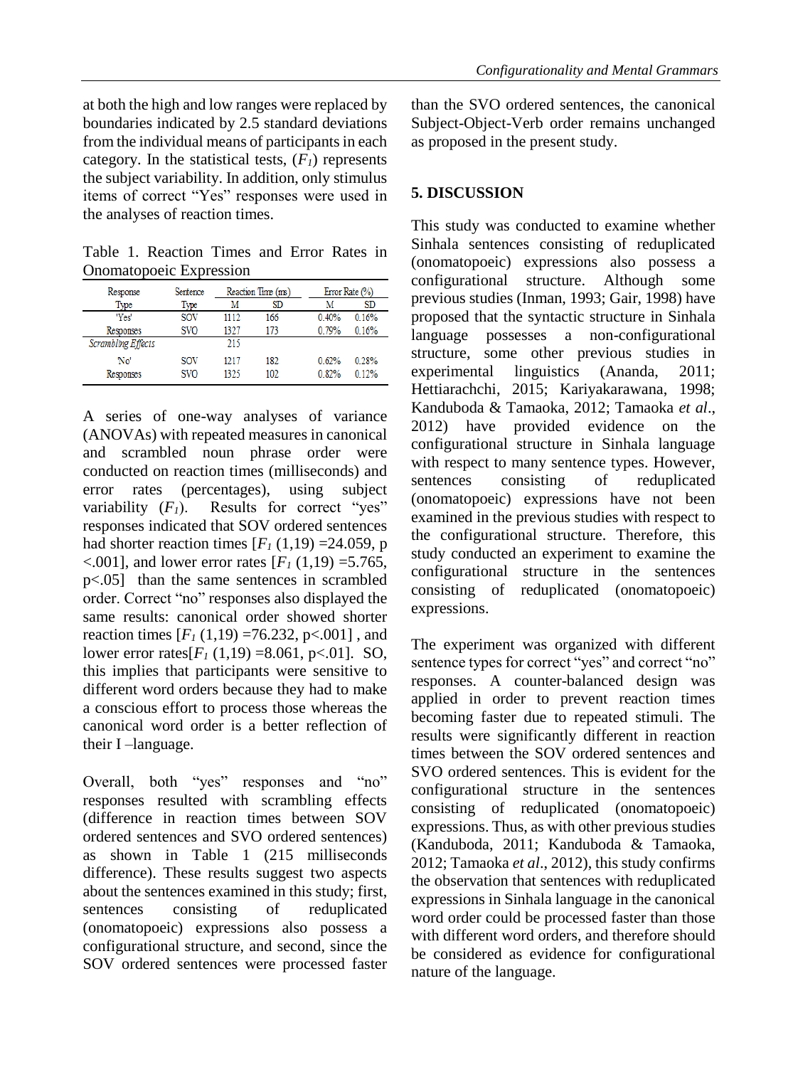at both the high and low ranges were replaced by boundaries indicated by 2.5 standard deviations from the individual means of participants in each category. In the statistical tests, ($F_1$) represents the subject variability. In addition, only stimulus items of correct "Yes" responses were used in the analyses of reaction times.

Table 1. Reaction Times and Error Rates in Onomatopoeic Expression

| Response Type | Sentence Type | Reaction Time (ms) | | Error Rate (%) | |
|---|---|---|---|---|---|
| | | M | SD | M | SD |
| 'Yes' | SOV | 1112 | 166 | 0.40% | 0.16% |
| Responses | SVO | 1327 | 173 | 0.79% | 0.16% |
| *Scrambling Effects* | | 215 | | | |
| 'No' | SOV | 1217 | 182 | 0.62% | 0.28% |
| Responses | SVO | 1325 | 102 | 0.82% | 0.12% |

A series of one-way analyses of variance (ANOVAs) with repeated measures in canonical and scrambled noun phrase order were conducted on reaction times (milliseconds) and error rates (percentages), using subject variability ($F_1$). Results for correct "yes" responses indicated that SOV ordered sentences had shorter reaction times [$F_1$ (1,19) =24.059, $p < .001$], and lower error rates [$F_1$ (1,19) =5.765, $p<.05$] than the same sentences in scrambled order. Correct "no" responses also displayed the same results: canonical order showed shorter reaction times [$F_1$ (1,19) =76.232, $p<.001$] , and lower error rates[$F_1$ (1,19) =8.061, $p<.01$]. SO, this implies that participants were sensitive to different word orders because they had to make a conscious effort to process those whereas the canonical word order is a better reflection of their I –language.

Overall, both "yes" responses and "no" responses resulted with scrambling effects (difference in reaction times between SOV ordered sentences and SVO ordered sentences) as shown in Table 1 (215 milliseconds difference). These results suggest two aspects about the sentences examined in this study; first, sentences consisting of reduplicated (onomatopoeic) expressions also possess a configurational structure, and second, since the SOV ordered sentences were processed faster than the SVO ordered sentences, the canonical Subject-Object-Verb order remains unchanged as proposed in the present study.

## 5. DISCUSSION

This study was conducted to examine whether Sinhala sentences consisting of reduplicated (onomatopoeic) expressions also possess a configurational structure. Although some previous studies (Inman, 1993; Gair, 1998) have proposed that the syntactic structure in Sinhala language possesses a non-configurational structure, some other previous studies in experimental linguistics (Ananda, 2011; Hettiarachchi, 2015; Kariyakarawana, 1998; Kanduboda & Tamaoka, 2012; Tamaoka *et al*., 2012) have provided evidence on the configurational structure in Sinhala language with respect to many sentence types. However, sentences consisting of reduplicated (onomatopoeic) expressions have not been examined in the previous studies with respect to the configurational structure. Therefore, this study conducted an experiment to examine the configurational structure in the sentences consisting of reduplicated (onomatopoeic) expressions.

The experiment was organized with different sentence types for correct "yes" and correct "no" responses. A counter-balanced design was applied in order to prevent reaction times becoming faster due to repeated stimuli. The results were significantly different in reaction times between the SOV ordered sentences and SVO ordered sentences. This is evident for the configurational structure in the sentences consisting of reduplicated (onomatopoeic) expressions. Thus, as with other previous studies (Kanduboda, 2011; Kanduboda & Tamaoka, 2012; Tamaoka *et al*., 2012), this study confirms the observation that sentences with reduplicated expressions in Sinhala language in the canonical word order could be processed faster than those with different word orders, and therefore should be considered as evidence for configurational nature of the language.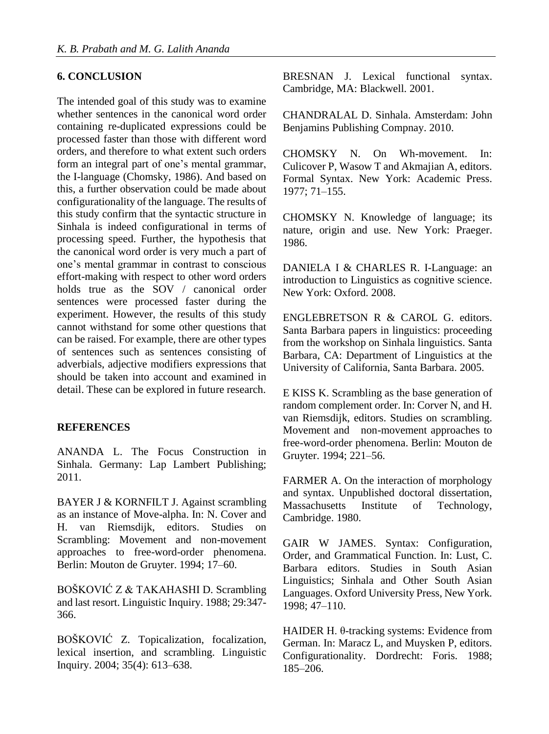## 6. CONCLUSION

The intended goal of this study was to examine whether sentences in the canonical word order containing re-duplicated expressions could be processed faster than those with different word orders, and therefore to what extent such orders form an integral part of one's mental grammar, the I-language (Chomsky, 1986). And based on this, a further observation could be made about configurationality of the language. The results of this study confirm that the syntactic structure in Sinhala is indeed configurational in terms of processing speed. Further, the hypothesis that the canonical word order is very much a part of one's mental grammar in contrast to conscious effort-making with respect to other word orders holds true as the SOV / canonical order sentences were processed faster during the experiment. However, the results of this study cannot withstand for some other questions that can be raised. For example, there are other types of sentences such as sentences consisting of adverbials, adjective modifiers expressions that should be taken into account and examined in detail. These can be explored in future research.

## REFERENCES

ANANDA L. The Focus Construction in Sinhala. Germany: Lap Lambert Publishing; 2011.

BAYER J & KORNFILT J. Against scrambling as an instance of Move-alpha. In: N. Cover and H. van Riemsdijk, editors. Studies on Scrambling: Movement and non-movement approaches to free-word-order phenomena. Berlin: Mouton de Gruyter. 1994; 17–60.

BOŠKOVIĆ Z & TAKAHASHI D. Scrambling and last resort. Linguistic Inquiry. 1988; 29:347-366.

BOŠKOVIĆ Z. Topicalization, focalization, lexical insertion, and scrambling. Linguistic Inquiry. 2004; 35(4): 613–638.

BRESNAN J. Lexical functional syntax. Cambridge, MA: Blackwell. 2001.

CHANDRALAL D. Sinhala. Amsterdam: John Benjamins Publishing Compnay. 2010.

CHOMSKY N. On Wh-movement. In: Culicover P, Wasow T and Akmajian A, editors. Formal Syntax. New York: Academic Press. 1977; 71–155.

CHOMSKY N. Knowledge of language; its nature, origin and use. New York: Praeger. 1986.

DANIELA I & CHARLES R. I-Language: an introduction to Linguistics as cognitive science. New York: Oxford. 2008.

ENGLEBRETSON R & CAROL G. editors. Santa Barbara papers in linguistics: proceeding from the workshop on Sinhala linguistics. Santa Barbara, CA: Department of Linguistics at the University of California, Santa Barbara. 2005.

E KISS K. Scrambling as the base generation of random complement order. In: Corver N, and H. van Riemsdijk, editors. Studies on scrambling. Movement and non-movement approaches to free-word-order phenomena. Berlin: Mouton de Gruyter. 1994; 221–56.

FARMER A. On the interaction of morphology and syntax. Unpublished doctoral dissertation, Massachusetts Institute of Technology, Cambridge. 1980.

GAIR W JAMES. Syntax: Configuration, Order, and Grammatical Function. In: Lust, C. Barbara editors. Studies in South Asian Linguistics; Sinhala and Other South Asian Languages. Oxford University Press, New York. 1998; 47–110.

HAIDER H. θ-tracking systems: Evidence from German. In: Maracz L, and Muysken P, editors. Configurationality. Dordrecht: Foris. 1988; 185–206.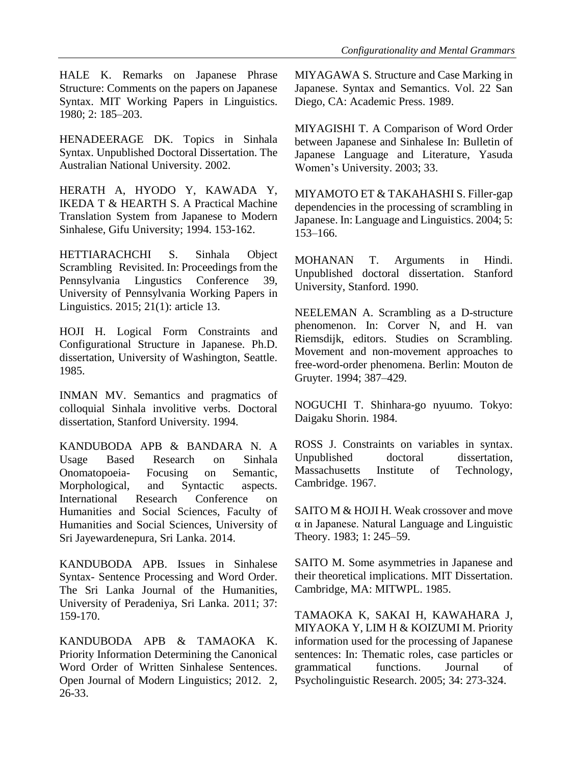HALE K. Remarks on Japanese Phrase Structure: Comments on the papers on Japanese Syntax. MIT Working Papers in Linguistics. 1980; 2: 185–203.

HENADEERAGE DK. Topics in Sinhala Syntax. Unpublished Doctoral Dissertation. The Australian National University. 2002.

HERATH A, HYODO Y, KAWADA Y, IKEDA T & HEARTH S. A Practical Machine Translation System from Japanese to Modern Sinhalese, Gifu University; 1994. 153-162.

HETTIARACHCHI S. Sinhala Object Scrambling Revisited. In: Proceedings from the Pennsylvania Lingustics Conference 39, University of Pennsylvania Working Papers in Linguistics. 2015; 21(1): article 13.

HOJI H. Logical Form Constraints and Configurational Structure in Japanese. Ph.D. dissertation, University of Washington, Seattle. 1985.

INMAN MV. Semantics and pragmatics of colloquial Sinhala involitive verbs. Doctoral dissertation, Stanford University. 1994.

KANDUBODA APB & BANDARA N. A Usage Based Research on Sinhala Onomatopoeia- Focusing on Semantic, Morphological, and Syntactic aspects. International Research Conference on Humanities and Social Sciences, Faculty of Humanities and Social Sciences, University of Sri Jayewardenepura, Sri Lanka. 2014.

KANDUBODA APB. Issues in Sinhalese Syntax- Sentence Processing and Word Order. The Sri Lanka Journal of the Humanities, University of Peradeniya, Sri Lanka. 2011; 37: 159-170.

KANDUBODA APB & TAMAOKA K. Priority Information Determining the Canonical Word Order of Written Sinhalese Sentences. Open Journal of Modern Linguistics; 2012. 2, 26-33.

MIYAGAWA S. Structure and Case Marking in Japanese. Syntax and Semantics. Vol. 22 San Diego, CA: Academic Press. 1989.

MIYAGISHI T. A Comparison of Word Order between Japanese and Sinhalese In: Bulletin of Japanese Language and Literature, Yasuda Women's University. 2003; 33.

MIYAMOTO ET & TAKAHASHI S. Filler-gap dependencies in the processing of scrambling in Japanese. In: Language and Linguistics. 2004; 5: 153–166.

MOHANAN T. Arguments in Hindi. Unpublished doctoral dissertation. Stanford University, Stanford. 1990.

NEELEMAN A. Scrambling as a D-structure phenomenon. In: Corver N, and H. van Riemsdijk, editors. Studies on Scrambling. Movement and non-movement approaches to free-word-order phenomena. Berlin: Mouton de Gruyter. 1994; 387–429.

NOGUCHI T. Shinhara-go nyuumo. Tokyo: Daigaku Shorin. 1984.

ROSS J. Constraints on variables in syntax. Unpublished doctoral dissertation, Massachusetts Institute of Technology, Cambridge. 1967.

SAITO M & HOJI H. Weak crossover and move α in Japanese. Natural Language and Linguistic Theory. 1983; 1: 245–59.

SAITO M. Some asymmetries in Japanese and their theoretical implications. MIT Dissertation. Cambridge, MA: MITWPL. 1985.

TAMAOKA K, SAKAI H, KAWAHARA J, MIYAOKA Y, LIM H & KOIZUMI M. Priority information used for the processing of Japanese sentences: In: Thematic roles, case particles or grammatical functions. Journal of Psycholinguistic Research. 2005; 34: 273-324.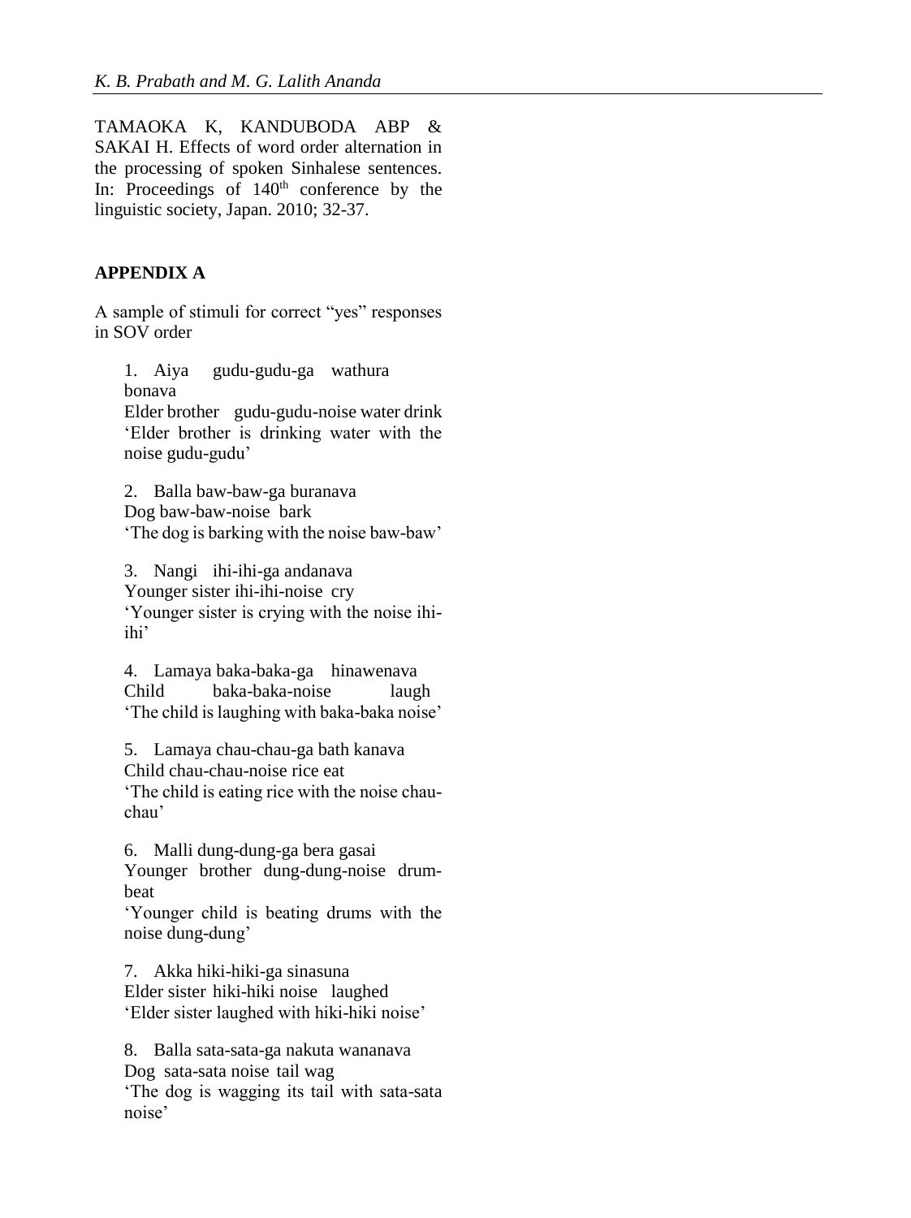TAMAOKA K, KANDUBODA ABP & SAKAI H. Effects of word order alternation in the processing of spoken Sinhalese sentences. In: Proceedings of 140th conference by the linguistic society, Japan. 2010; 32-37.

**APPENDIX A**

A sample of stimuli for correct "yes" responses in SOV order

1. Aiya gudu-gudu-ga wathura bonava
   Elder brother gudu-gudu-noise water drink
   'Elder brother is drinking water with the noise gudu-gudu'

2. Balla baw-baw-ga buranava
   Dog baw-baw-noise bark
   'The dog is barking with the noise baw-baw'

3. Nangi ihi-ihi-ga andanava
   Younger sister ihi-ihi-noise cry
   'Younger sister is crying with the noise ihi-ihi'

4. Lamaya baka-baka-ga hinawenava
   Child baka-baka-noise laugh
   'The child is laughing with baka-baka noise'

5. Lamaya chau-chau-ga bath kanava
   Child chau-chau-noise rice eat
   'The child is eating rice with the noise chau-chau'

6. Malli dung-dung-ga bera gasai
   Younger brother dung-dung-noise drum-beat
   'Younger child is beating drums with the noise dung-dung'

7. Akka hiki-hiki-ga sinasuna
   Elder sister hiki-hiki noise laughed
   'Elder sister laughed with hiki-hiki noise'

8. Balla sata-sata-ga nakuta wananava
   Dog sata-sata noise tail wag
   'The dog is wagging its tail with sata-sata noise'